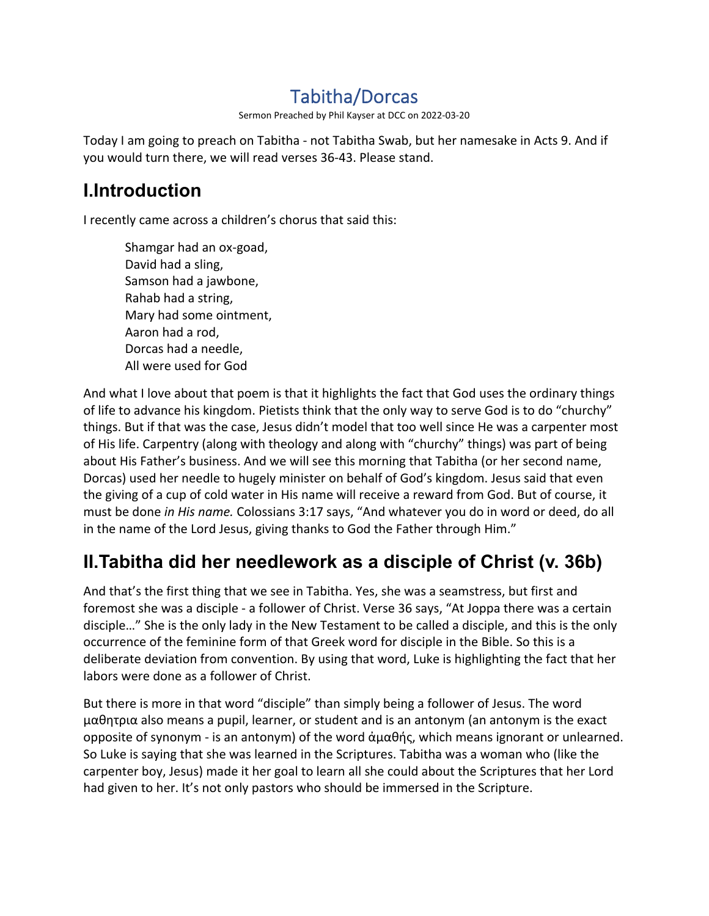# Tabitha/Dorcas

Sermon Preached by Phil Kayser at DCC on 2022-03-20

Today I am going to preach on Tabitha - not Tabitha Swab, but her namesake in Acts 9. And if you would turn there, we will read verses 36-43. Please stand.

## I.Introduction

I recently came across a children's chorus that said this:

> Shamgar had an ox-goad,
> David had a sling,
> Samson had a jawbone,
> Rahab had a string,
> Mary had some ointment,
> Aaron had a rod,
> Dorcas had a needle,
> All were used for God

And what I love about that poem is that it highlights the fact that God uses the ordinary things of life to advance his kingdom. Pietists think that the only way to serve God is to do "churchy" things. But if that was the case, Jesus didn't model that too well since He was a carpenter most of His life. Carpentry (along with theology and along with "churchy" things) was part of being about His Father's business. And we will see this morning that Tabitha (or her second name, Dorcas) used her needle to hugely minister on behalf of God's kingdom. Jesus said that even the giving of a cup of cold water in His name will receive a reward from God. But of course, it must be done *in His name.* Colossians 3:17 says, "And whatever you do in word or deed, do all in the name of the Lord Jesus, giving thanks to God the Father through Him."

## II.Tabitha did her needlework as a disciple of Christ (v. 36b)

And that's the first thing that we see in Tabitha. Yes, she was a seamstress, but first and foremost she was a disciple - a follower of Christ. Verse 36 says, "At Joppa there was a certain disciple…" She is the only lady in the New Testament to be called a disciple, and this is the only occurrence of the feminine form of that Greek word for disciple in the Bible. So this is a deliberate deviation from convention. By using that word, Luke is highlighting the fact that her labors were done as a follower of Christ.

But there is more in that word "disciple" than simply being a follower of Jesus. The word μαθητρια also means a pupil, learner, or student and is an antonym (an antonym is the exact opposite of synonym - is an antonym) of the word ἀμαθής, which means ignorant or unlearned. So Luke is saying that she was learned in the Scriptures. Tabitha was a woman who (like the carpenter boy, Jesus) made it her goal to learn all she could about the Scriptures that her Lord had given to her. It's not only pastors who should be immersed in the Scripture.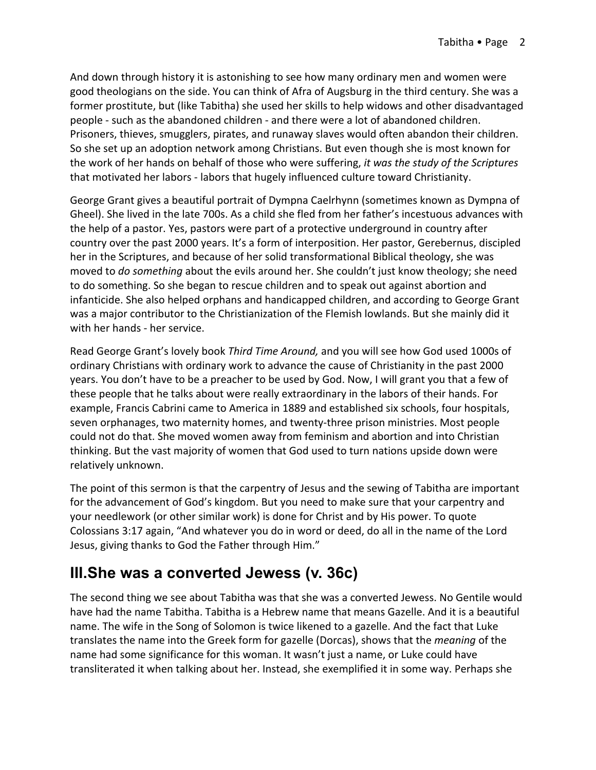And down through history it is astonishing to see how many ordinary men and women were good theologians on the side. You can think of Afra of Augsburg in the third century. She was a former prostitute, but (like Tabitha) she used her skills to help widows and other disadvantaged people - such as the abandoned children - and there were a lot of abandoned children. Prisoners, thieves, smugglers, pirates, and runaway slaves would often abandon their children. So she set up an adoption network among Christians. But even though she is most known for the work of her hands on behalf of those who were suffering, *it was the study of the Scriptures* that motivated her labors - labors that hugely influenced culture toward Christianity.

George Grant gives a beautiful portrait of Dympna Caelrhynn (sometimes known as Dympna of Gheel). She lived in the late 700s. As a child she fled from her father's incestuous advances with the help of a pastor. Yes, pastors were part of a protective underground in country after country over the past 2000 years. It's a form of interposition. Her pastor, Gerebernus, discipled her in the Scriptures, and because of her solid transformational Biblical theology, she was moved to *do something* about the evils around her. She couldn't just know theology; she need to do something. So she began to rescue children and to speak out against abortion and infanticide. She also helped orphans and handicapped children, and according to George Grant was a major contributor to the Christianization of the Flemish lowlands. But she mainly did it with her hands - her service.

Read George Grant's lovely book *Third Time Around,* and you will see how God used 1000s of ordinary Christians with ordinary work to advance the cause of Christianity in the past 2000 years. You don't have to be a preacher to be used by God. Now, I will grant you that a few of these people that he talks about were really extraordinary in the labors of their hands. For example, Francis Cabrini came to America in 1889 and established six schools, four hospitals, seven orphanages, two maternity homes, and twenty-three prison ministries. Most people could not do that. She moved women away from feminism and abortion and into Christian thinking. But the vast majority of women that God used to turn nations upside down were relatively unknown.

The point of this sermon is that the carpentry of Jesus and the sewing of Tabitha are important for the advancement of God's kingdom. But you need to make sure that your carpentry and your needlework (or other similar work) is done for Christ and by His power. To quote Colossians 3:17 again, "And whatever you do in word or deed, do all in the name of the Lord Jesus, giving thanks to God the Father through Him."

## III.She was a converted Jewess (v. 36c)

The second thing we see about Tabitha was that she was a converted Jewess. No Gentile would have had the name Tabitha. Tabitha is a Hebrew name that means Gazelle. And it is a beautiful name. The wife in the Song of Solomon is twice likened to a gazelle. And the fact that Luke translates the name into the Greek form for gazelle (Dorcas), shows that the *meaning* of the name had some significance for this woman. It wasn't just a name, or Luke could have transliterated it when talking about her. Instead, she exemplified it in some way. Perhaps she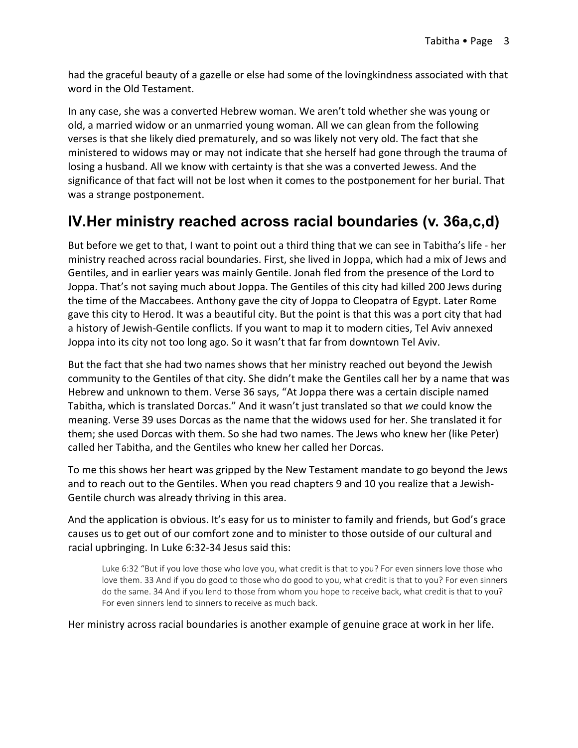had the graceful beauty of a gazelle or else had some of the lovingkindness associated with that word in the Old Testament.

In any case, she was a converted Hebrew woman. We aren't told whether she was young or old, a married widow or an unmarried young woman. All we can glean from the following verses is that she likely died prematurely, and so was likely not very old. The fact that she ministered to widows may or may not indicate that she herself had gone through the trauma of losing a husband. All we know with certainty is that she was a converted Jewess. And the significance of that fact will not be lost when it comes to the postponement for her burial. That was a strange postponement.

## IV.Her ministry reached across racial boundaries (v. 36a,c,d)

But before we get to that, I want to point out a third thing that we can see in Tabitha's life - her ministry reached across racial boundaries. First, she lived in Joppa, which had a mix of Jews and Gentiles, and in earlier years was mainly Gentile. Jonah fled from the presence of the Lord to Joppa. That's not saying much about Joppa. The Gentiles of this city had killed 200 Jews during the time of the Maccabees. Anthony gave the city of Joppa to Cleopatra of Egypt. Later Rome gave this city to Herod. It was a beautiful city. But the point is that this was a port city that had a history of Jewish-Gentile conflicts. If you want to map it to modern cities, Tel Aviv annexed Joppa into its city not too long ago. So it wasn't that far from downtown Tel Aviv.

But the fact that she had two names shows that her ministry reached out beyond the Jewish community to the Gentiles of that city. She didn't make the Gentiles call her by a name that was Hebrew and unknown to them. Verse 36 says, "At Joppa there was a certain disciple named Tabitha, which is translated Dorcas." And it wasn't just translated so that *we* could know the meaning. Verse 39 uses Dorcas as the name that the widows used for her. She translated it for them; she used Dorcas with them. So she had two names. The Jews who knew her (like Peter) called her Tabitha, and the Gentiles who knew her called her Dorcas.

To me this shows her heart was gripped by the New Testament mandate to go beyond the Jews and to reach out to the Gentiles. When you read chapters 9 and 10 you realize that a Jewish-Gentile church was already thriving in this area.

And the application is obvious. It's easy for us to minister to family and friends, but God's grace causes us to get out of our comfort zone and to minister to those outside of our cultural and racial upbringing. In Luke 6:32-34 Jesus said this:

> Luke 6:32 "But if you love those who love you, what credit is that to you? For even sinners love those who love them. 33 And if you do good to those who do good to you, what credit is that to you? For even sinners do the same. 34 And if you lend to those from whom you hope to receive back, what credit is that to you? For even sinners lend to sinners to receive as much back.

Her ministry across racial boundaries is another example of genuine grace at work in her life.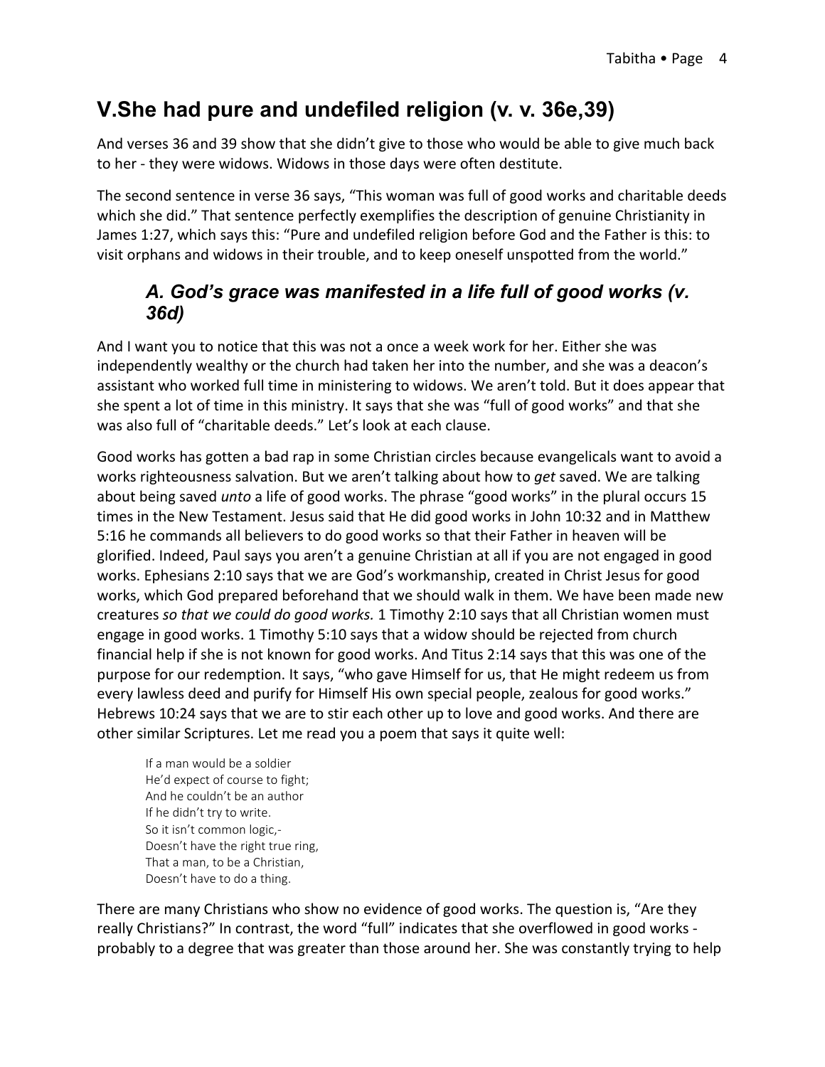## V.She had pure and undefiled religion (v. v. 36e,39)

And verses 36 and 39 show that she didn't give to those who would be able to give much back to her - they were widows. Widows in those days were often destitute.

The second sentence in verse 36 says, "This woman was full of good works and charitable deeds which she did." That sentence perfectly exemplifies the description of genuine Christianity in James 1:27, which says this: "Pure and undefiled religion before God and the Father is this: to visit orphans and widows in their trouble, and to keep oneself unspotted from the world."

### *A. God's grace was manifested in a life full of good works (v. 36d)*

And I want you to notice that this was not a once a week work for her. Either she was independently wealthy or the church had taken her into the number, and she was a deacon's assistant who worked full time in ministering to widows. We aren't told. But it does appear that she spent a lot of time in this ministry. It says that she was "full of good works" and that she was also full of "charitable deeds." Let's look at each clause.

Good works has gotten a bad rap in some Christian circles because evangelicals want to avoid a works righteousness salvation. But we aren't talking about how to *get* saved. We are talking about being saved *unto* a life of good works. The phrase "good works" in the plural occurs 15 times in the New Testament. Jesus said that He did good works in John 10:32 and in Matthew 5:16 he commands all believers to do good works so that their Father in heaven will be glorified. Indeed, Paul says you aren't a genuine Christian at all if you are not engaged in good works. Ephesians 2:10 says that we are God's workmanship, created in Christ Jesus for good works, which God prepared beforehand that we should walk in them. We have been made new creatures *so that we could do good works.* 1 Timothy 2:10 says that all Christian women must engage in good works. 1 Timothy 5:10 says that a widow should be rejected from church financial help if she is not known for good works. And Titus 2:14 says that this was one of the purpose for our redemption. It says, "who gave Himself for us, that He might redeem us from every lawless deed and purify for Himself His own special people, zealous for good works." Hebrews 10:24 says that we are to stir each other up to love and good works. And there are other similar Scriptures. Let me read you a poem that says it quite well:

> If a man would be a soldier
> He'd expect of course to fight;
> And he couldn't be an author
> If he didn't try to write.
> So it isn't common logic,-
> Doesn't have the right true ring,
> That a man, to be a Christian,
> Doesn't have to do a thing.

There are many Christians who show no evidence of good works. The question is, "Are they really Christians?" In contrast, the word "full" indicates that she overflowed in good works - probably to a degree that was greater than those around her. She was constantly trying to help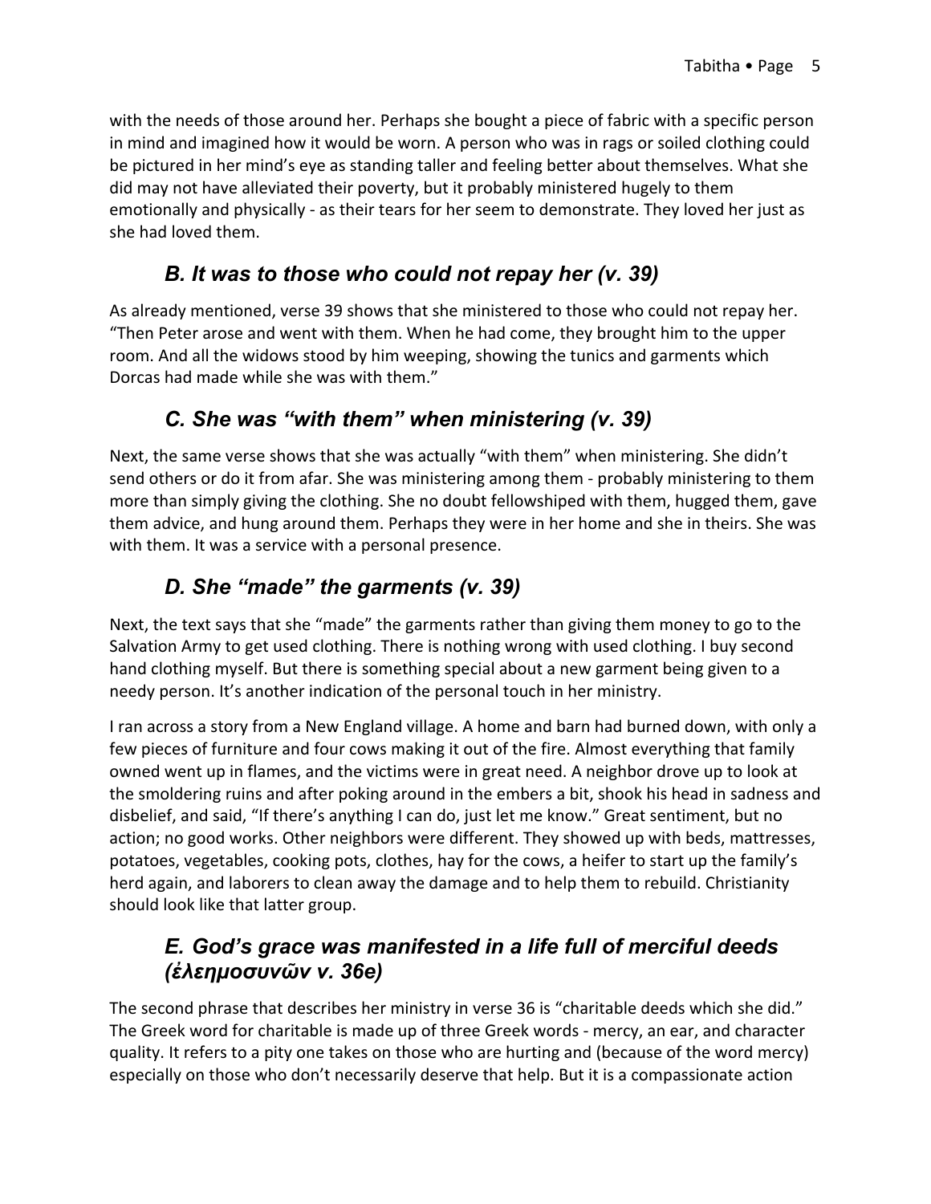with the needs of those around her. Perhaps she bought a piece of fabric with a specific person in mind and imagined how it would be worn. A person who was in rags or soiled clothing could be pictured in her mind's eye as standing taller and feeling better about themselves. What she did may not have alleviated their poverty, but it probably ministered hugely to them emotionally and physically - as their tears for her seem to demonstrate. They loved her just as she had loved them.

### *B. It was to those who could not repay her (v. 39)*

As already mentioned, verse 39 shows that she ministered to those who could not repay her. "Then Peter arose and went with them. When he had come, they brought him to the upper room. And all the widows stood by him weeping, showing the tunics and garments which Dorcas had made while she was with them."

### *C. She was "with them" when ministering (v. 39)*

Next, the same verse shows that she was actually "with them" when ministering. She didn't send others or do it from afar. She was ministering among them - probably ministering to them more than simply giving the clothing. She no doubt fellowshiped with them, hugged them, gave them advice, and hung around them. Perhaps they were in her home and she in theirs. She was with them. It was a service with a personal presence.

### *D. She "made" the garments (v. 39)*

Next, the text says that she "made" the garments rather than giving them money to go to the Salvation Army to get used clothing. There is nothing wrong with used clothing. I buy second hand clothing myself. But there is something special about a new garment being given to a needy person. It's another indication of the personal touch in her ministry.

I ran across a story from a New England village. A home and barn had burned down, with only a few pieces of furniture and four cows making it out of the fire. Almost everything that family owned went up in flames, and the victims were in great need. A neighbor drove up to look at the smoldering ruins and after poking around in the embers a bit, shook his head in sadness and disbelief, and said, "If there's anything I can do, just let me know." Great sentiment, but no action; no good works. Other neighbors were different. They showed up with beds, mattresses, potatoes, vegetables, cooking pots, clothes, hay for the cows, a heifer to start up the family's herd again, and laborers to clean away the damage and to help them to rebuild. Christianity should look like that latter group.

### *E. God's grace was manifested in a life full of merciful deeds (ἐλεημοσυνῶν v. 36e)*

The second phrase that describes her ministry in verse 36 is "charitable deeds which she did." The Greek word for charitable is made up of three Greek words - mercy, an ear, and character quality. It refers to a pity one takes on those who are hurting and (because of the word mercy) especially on those who don't necessarily deserve that help. But it is a compassionate action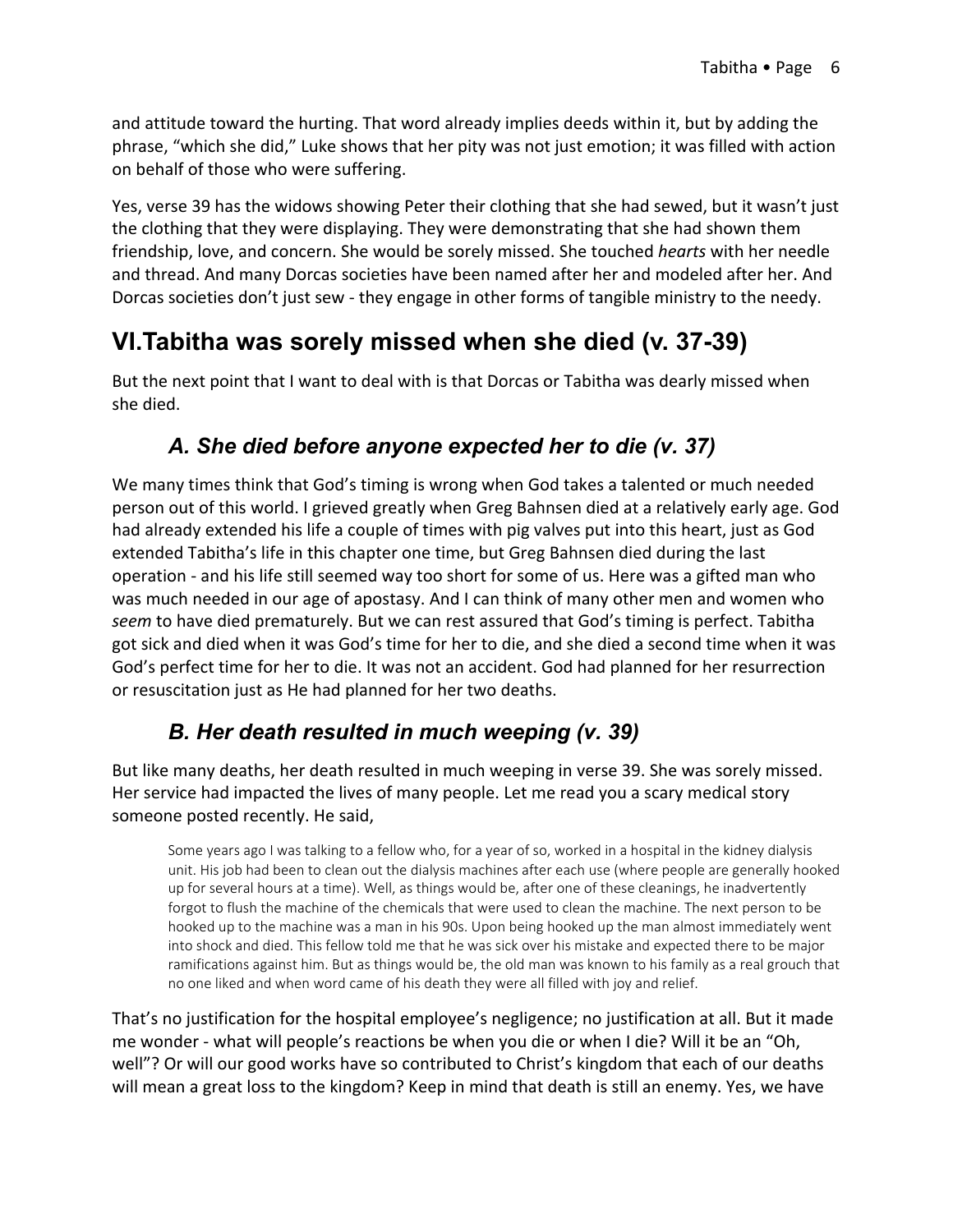and attitude toward the hurting. That word already implies deeds within it, but by adding the phrase, "which she did," Luke shows that her pity was not just emotion; it was filled with action on behalf of those who were suffering.

Yes, verse 39 has the widows showing Peter their clothing that she had sewed, but it wasn't just the clothing that they were displaying. They were demonstrating that she had shown them friendship, love, and concern. She would be sorely missed. She touched *hearts* with her needle and thread. And many Dorcas societies have been named after her and modeled after her. And Dorcas societies don't just sew - they engage in other forms of tangible ministry to the needy.

## VI. Tabitha was sorely missed when she died (v. 37-39)

But the next point that I want to deal with is that Dorcas or Tabitha was dearly missed when she died.

### A. She died before anyone expected her to die (v. 37)

We many times think that God's timing is wrong when God takes a talented or much needed person out of this world. I grieved greatly when Greg Bahnsen died at a relatively early age. God had already extended his life a couple of times with pig valves put into this heart, just as God extended Tabitha's life in this chapter one time, but Greg Bahnsen died during the last operation - and his life still seemed way too short for some of us. Here was a gifted man who was much needed in our age of apostasy. And I can think of many other men and women who *seem* to have died prematurely. But we can rest assured that God's timing is perfect. Tabitha got sick and died when it was God's time for her to die, and she died a second time when it was God's perfect time for her to die. It was not an accident. God had planned for her resurrection or resuscitation just as He had planned for her two deaths.

### B. Her death resulted in much weeping (v. 39)

But like many deaths, her death resulted in much weeping in verse 39. She was sorely missed. Her service had impacted the lives of many people. Let me read you a scary medical story someone posted recently. He said,

> Some years ago I was talking to a fellow who, for a year of so, worked in a hospital in the kidney dialysis unit. His job had been to clean out the dialysis machines after each use (where people are generally hooked up for several hours at a time). Well, as things would be, after one of these cleanings, he inadvertently forgot to flush the machine of the chemicals that were used to clean the machine. The next person to be hooked up to the machine was a man in his 90s. Upon being hooked up the man almost immediately went into shock and died. This fellow told me that he was sick over his mistake and expected there to be major ramifications against him. But as things would be, the old man was known to his family as a real grouch that no one liked and when word came of his death they were all filled with joy and relief.

That's no justification for the hospital employee's negligence; no justification at all. But it made me wonder - what will people's reactions be when you die or when I die? Will it be an "Oh, well"? Or will our good works have so contributed to Christ's kingdom that each of our deaths will mean a great loss to the kingdom? Keep in mind that death is still an enemy. Yes, we have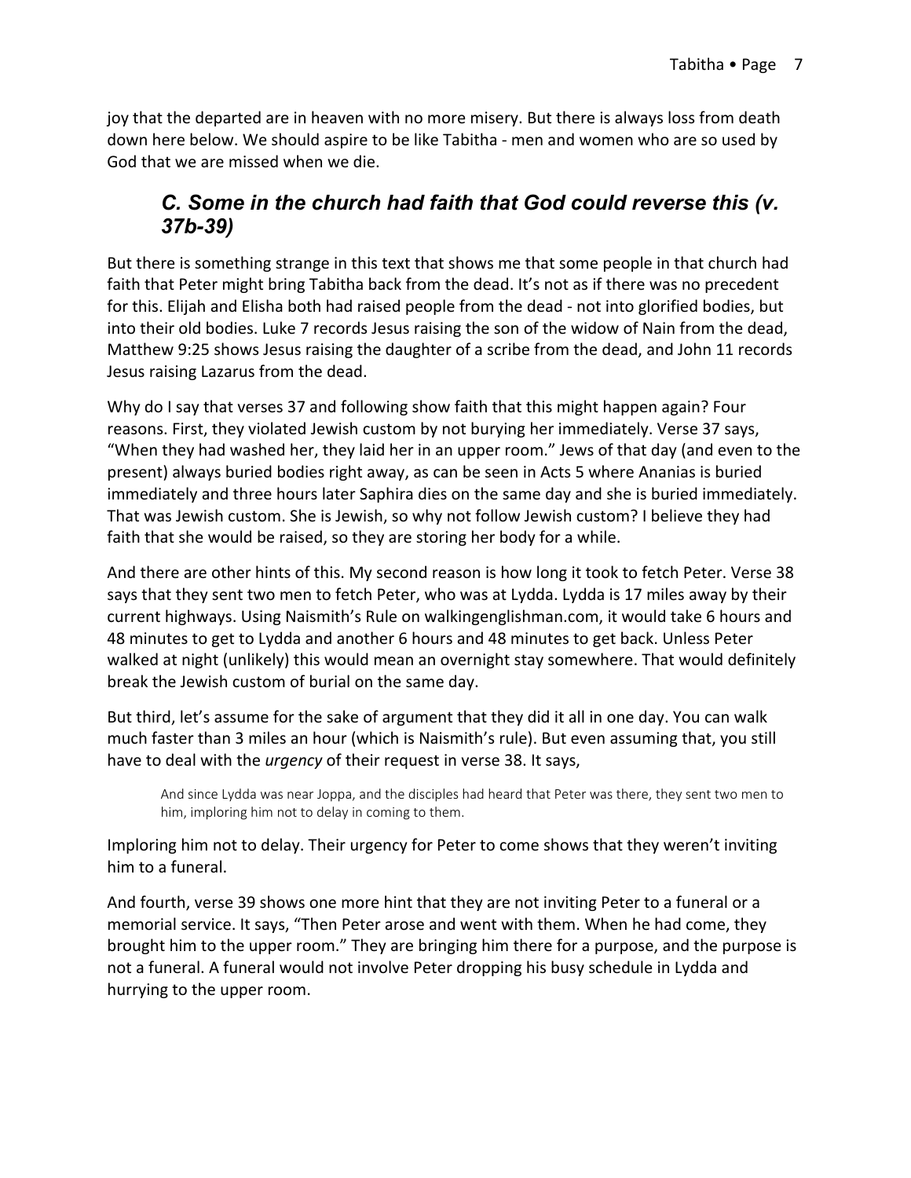joy that the departed are in heaven with no more misery. But there is always loss from death down here below. We should aspire to be like Tabitha - men and women who are so used by God that we are missed when we die.

### *C. Some in the church had faith that God could reverse this (v. 37b-39)*

But there is something strange in this text that shows me that some people in that church had faith that Peter might bring Tabitha back from the dead. It's not as if there was no precedent for this. Elijah and Elisha both had raised people from the dead - not into glorified bodies, but into their old bodies. Luke 7 records Jesus raising the son of the widow of Nain from the dead, Matthew 9:25 shows Jesus raising the daughter of a scribe from the dead, and John 11 records Jesus raising Lazarus from the dead.

Why do I say that verses 37 and following show faith that this might happen again? Four reasons. First, they violated Jewish custom by not burying her immediately. Verse 37 says, "When they had washed her, they laid her in an upper room." Jews of that day (and even to the present) always buried bodies right away, as can be seen in Acts 5 where Ananias is buried immediately and three hours later Saphira dies on the same day and she is buried immediately. That was Jewish custom. She is Jewish, so why not follow Jewish custom? I believe they had faith that she would be raised, so they are storing her body for a while.

And there are other hints of this. My second reason is how long it took to fetch Peter. Verse 38 says that they sent two men to fetch Peter, who was at Lydda. Lydda is 17 miles away by their current highways. Using Naismith's Rule on walkingenglishman.com, it would take 6 hours and 48 minutes to get to Lydda and another 6 hours and 48 minutes to get back. Unless Peter walked at night (unlikely) this would mean an overnight stay somewhere. That would definitely break the Jewish custom of burial on the same day.

But third, let's assume for the sake of argument that they did it all in one day. You can walk much faster than 3 miles an hour (which is Naismith's rule). But even assuming that, you still have to deal with the *urgency* of their request in verse 38. It says,

> And since Lydda was near Joppa, and the disciples had heard that Peter was there, they sent two men to him, imploring him not to delay in coming to them.

Imploring him not to delay. Their urgency for Peter to come shows that they weren't inviting him to a funeral.

And fourth, verse 39 shows one more hint that they are not inviting Peter to a funeral or a memorial service. It says, "Then Peter arose and went with them. When he had come, they brought him to the upper room." They are bringing him there for a purpose, and the purpose is not a funeral. A funeral would not involve Peter dropping his busy schedule in Lydda and hurrying to the upper room.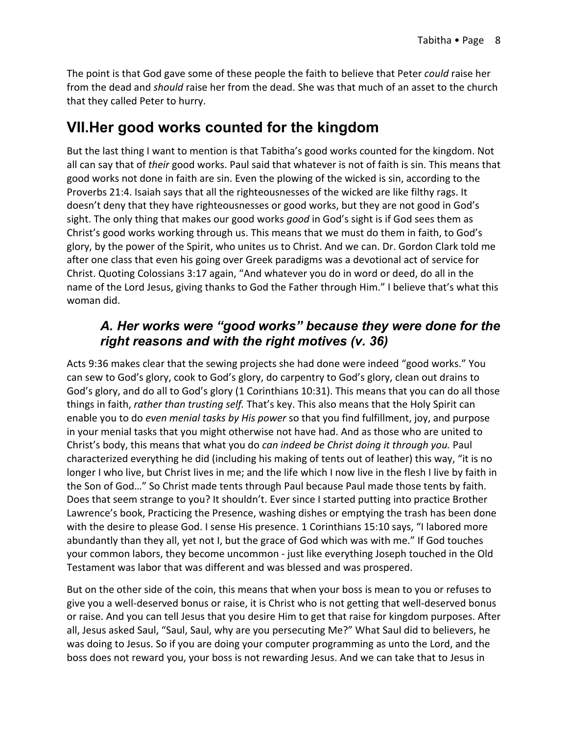The point is that God gave some of these people the faith to believe that Peter *could* raise her from the dead and *should* raise her from the dead. She was that much of an asset to the church that they called Peter to hurry.

## VII.Her good works counted for the kingdom

But the last thing I want to mention is that Tabitha's good works counted for the kingdom. Not all can say that of *their* good works. Paul said that whatever is not of faith is sin. This means that good works not done in faith are sin. Even the plowing of the wicked is sin, according to the Proverbs 21:4. Isaiah says that all the righteousnesses of the wicked are like filthy rags. It doesn't deny that they have righteousnesses or good works, but they are not good in God's sight. The only thing that makes our good works *good* in God's sight is if God sees them as Christ's good works working through us. This means that we must do them in faith, to God's glory, by the power of the Spirit, who unites us to Christ. And we can. Dr. Gordon Clark told me after one class that even his going over Greek paradigms was a devotional act of service for Christ. Quoting Colossians 3:17 again, "And whatever you do in word or deed, do all in the name of the Lord Jesus, giving thanks to God the Father through Him." I believe that's what this woman did.

### *A. Her works were "good works" because they were done for the right reasons and with the right motives (v. 36)*

Acts 9:36 makes clear that the sewing projects she had done were indeed "good works." You can sew to God's glory, cook to God's glory, do carpentry to God's glory, clean out drains to God's glory, and do all to God's glory (1 Corinthians 10:31). This means that you can do all those things in faith, *rather than trusting self.* That's key. This also means that the Holy Spirit can enable you to do *even menial tasks by His power* so that you find fulfillment, joy, and purpose in your menial tasks that you might otherwise not have had. And as those who are united to Christ's body, this means that what you do *can indeed be Christ doing it through you.* Paul characterized everything he did (including his making of tents out of leather) this way, "it is no longer I who live, but Christ lives in me; and the life which I now live in the flesh I live by faith in the Son of God…" So Christ made tents through Paul because Paul made those tents by faith. Does that seem strange to you? It shouldn't. Ever since I started putting into practice Brother Lawrence's book, Practicing the Presence, washing dishes or emptying the trash has been done with the desire to please God. I sense His presence. 1 Corinthians 15:10 says, "I labored more abundantly than they all, yet not I, but the grace of God which was with me." If God touches your common labors, they become uncommon - just like everything Joseph touched in the Old Testament was labor that was different and was blessed and was prospered.

But on the other side of the coin, this means that when your boss is mean to you or refuses to give you a well-deserved bonus or raise, it is Christ who is not getting that well-deserved bonus or raise. And you can tell Jesus that you desire Him to get that raise for kingdom purposes. After all, Jesus asked Saul, "Saul, Saul, why are you persecuting Me?" What Saul did to believers, he was doing to Jesus. So if you are doing your computer programming as unto the Lord, and the boss does not reward you, your boss is not rewarding Jesus. And we can take that to Jesus in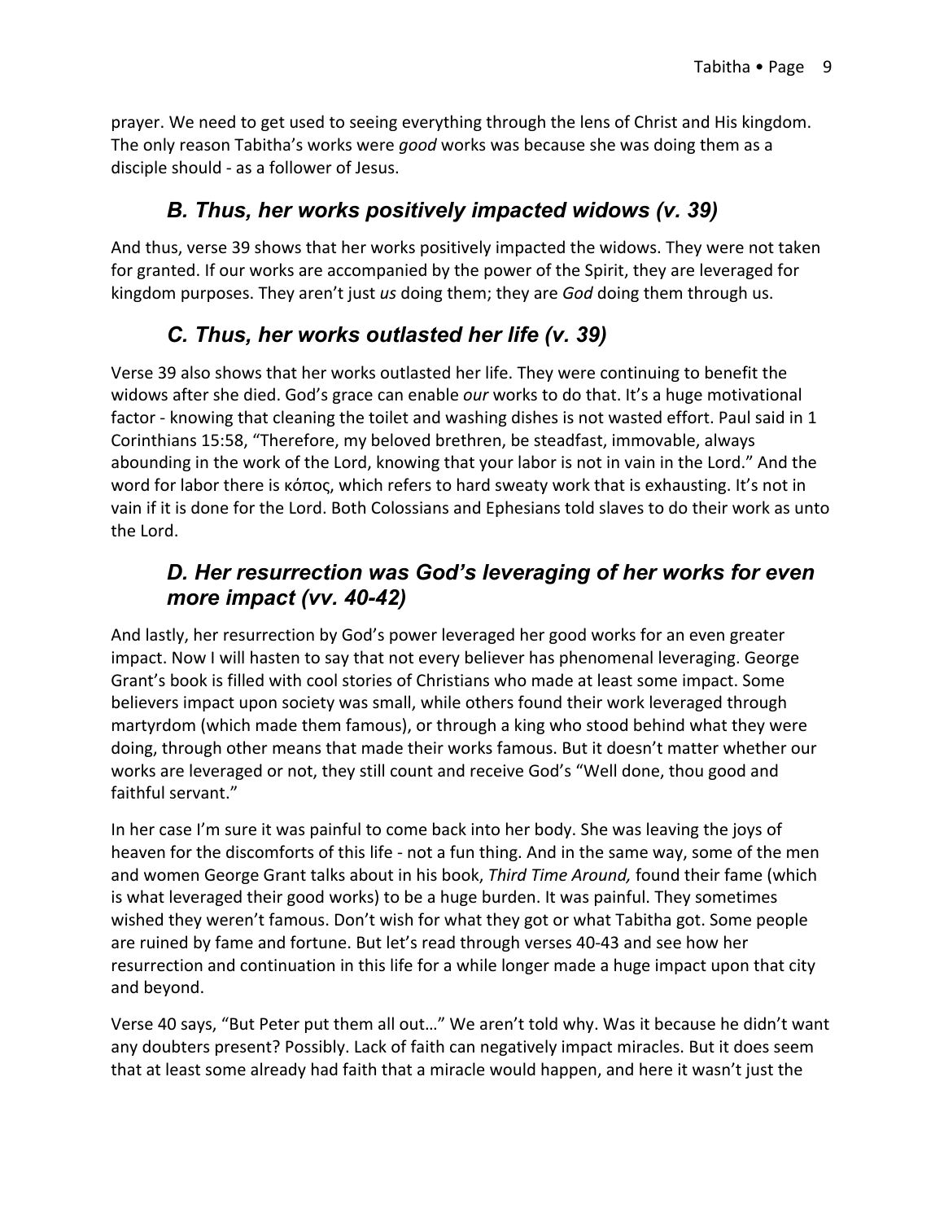prayer. We need to get used to seeing everything through the lens of Christ and His kingdom. The only reason Tabitha's works were *good* works was because she was doing them as a disciple should - as a follower of Jesus.

### *B. Thus, her works positively impacted widows (v. 39)*

And thus, verse 39 shows that her works positively impacted the widows. They were not taken for granted. If our works are accompanied by the power of the Spirit, they are leveraged for kingdom purposes. They aren't just *us* doing them; they are *God* doing them through us.

### *C. Thus, her works outlasted her life (v. 39)*

Verse 39 also shows that her works outlasted her life. They were continuing to benefit the widows after she died. God's grace can enable *our* works to do that. It's a huge motivational factor - knowing that cleaning the toilet and washing dishes is not wasted effort. Paul said in 1 Corinthians 15:58, "Therefore, my beloved brethren, be steadfast, immovable, always abounding in the work of the Lord, knowing that your labor is not in vain in the Lord." And the word for labor there is κόπος, which refers to hard sweaty work that is exhausting. It's not in vain if it is done for the Lord. Both Colossians and Ephesians told slaves to do their work as unto the Lord.

### *D. Her resurrection was God's leveraging of her works for even more impact (vv. 40-42)*

And lastly, her resurrection by God's power leveraged her good works for an even greater impact. Now I will hasten to say that not every believer has phenomenal leveraging. George Grant's book is filled with cool stories of Christians who made at least some impact. Some believers impact upon society was small, while others found their work leveraged through martyrdom (which made them famous), or through a king who stood behind what they were doing, through other means that made their works famous. But it doesn't matter whether our works are leveraged or not, they still count and receive God's "Well done, thou good and faithful servant."

In her case I'm sure it was painful to come back into her body. She was leaving the joys of heaven for the discomforts of this life - not a fun thing. And in the same way, some of the men and women George Grant talks about in his book, *Third Time Around,* found their fame (which is what leveraged their good works) to be a huge burden. It was painful. They sometimes wished they weren't famous. Don't wish for what they got or what Tabitha got. Some people are ruined by fame and fortune. But let's read through verses 40-43 and see how her resurrection and continuation in this life for a while longer made a huge impact upon that city and beyond.

Verse 40 says, "But Peter put them all out…" We aren't told why. Was it because he didn't want any doubters present? Possibly. Lack of faith can negatively impact miracles. But it does seem that at least some already had faith that a miracle would happen, and here it wasn't just the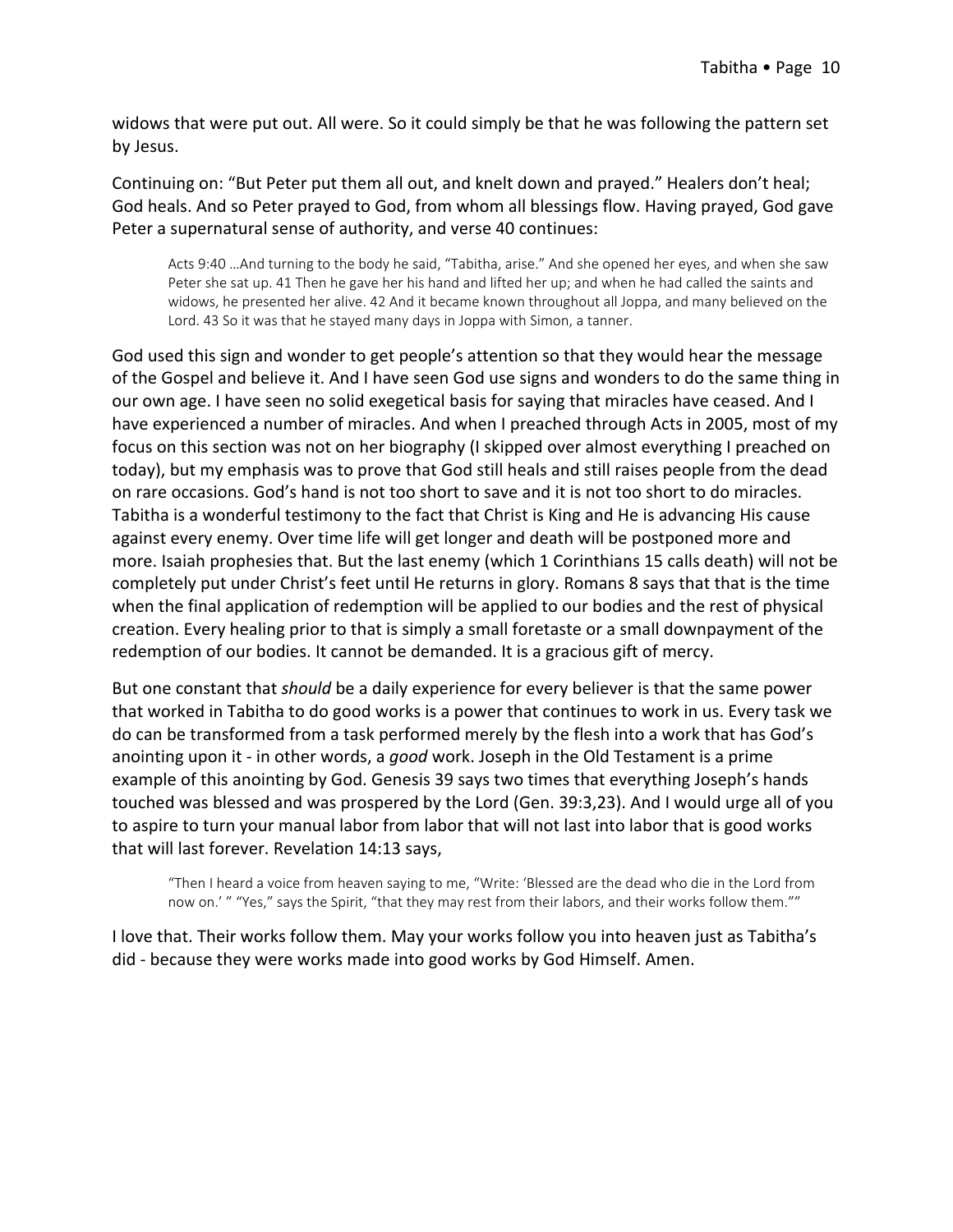widows that were put out. All were. So it could simply be that he was following the pattern set by Jesus.

Continuing on: "But Peter put them all out, and knelt down and prayed." Healers don't heal; God heals. And so Peter prayed to God, from whom all blessings flow. Having prayed, God gave Peter a supernatural sense of authority, and verse 40 continues:

> Acts 9:40 …And turning to the body he said, "Tabitha, arise." And she opened her eyes, and when she saw Peter she sat up. 41 Then he gave her his hand and lifted her up; and when he had called the saints and widows, he presented her alive. 42 And it became known throughout all Joppa, and many believed on the Lord. 43 So it was that he stayed many days in Joppa with Simon, a tanner.

God used this sign and wonder to get people's attention so that they would hear the message of the Gospel and believe it. And I have seen God use signs and wonders to do the same thing in our own age. I have seen no solid exegetical basis for saying that miracles have ceased. And I have experienced a number of miracles. And when I preached through Acts in 2005, most of my focus on this section was not on her biography (I skipped over almost everything I preached on today), but my emphasis was to prove that God still heals and still raises people from the dead on rare occasions. God's hand is not too short to save and it is not too short to do miracles. Tabitha is a wonderful testimony to the fact that Christ is King and He is advancing His cause against every enemy. Over time life will get longer and death will be postponed more and more. Isaiah prophesies that. But the last enemy (which 1 Corinthians 15 calls death) will not be completely put under Christ's feet until He returns in glory. Romans 8 says that that is the time when the final application of redemption will be applied to our bodies and the rest of physical creation. Every healing prior to that is simply a small foretaste or a small downpayment of the redemption of our bodies. It cannot be demanded. It is a gracious gift of mercy.

But one constant that *should* be a daily experience for every believer is that the same power that worked in Tabitha to do good works is a power that continues to work in us. Every task we do can be transformed from a task performed merely by the flesh into a work that has God's anointing upon it - in other words, a *good* work. Joseph in the Old Testament is a prime example of this anointing by God. Genesis 39 says two times that everything Joseph's hands touched was blessed and was prospered by the Lord (Gen. 39:3,23). And I would urge all of you to aspire to turn your manual labor from labor that will not last into labor that is good works that will last forever. Revelation 14:13 says,

> "Then I heard a voice from heaven saying to me, "Write: 'Blessed are the dead who die in the Lord from now on.' " "Yes," says the Spirit, "that they may rest from their labors, and their works follow them.""

I love that. Their works follow them. May your works follow you into heaven just as Tabitha's did - because they were works made into good works by God Himself. Amen.